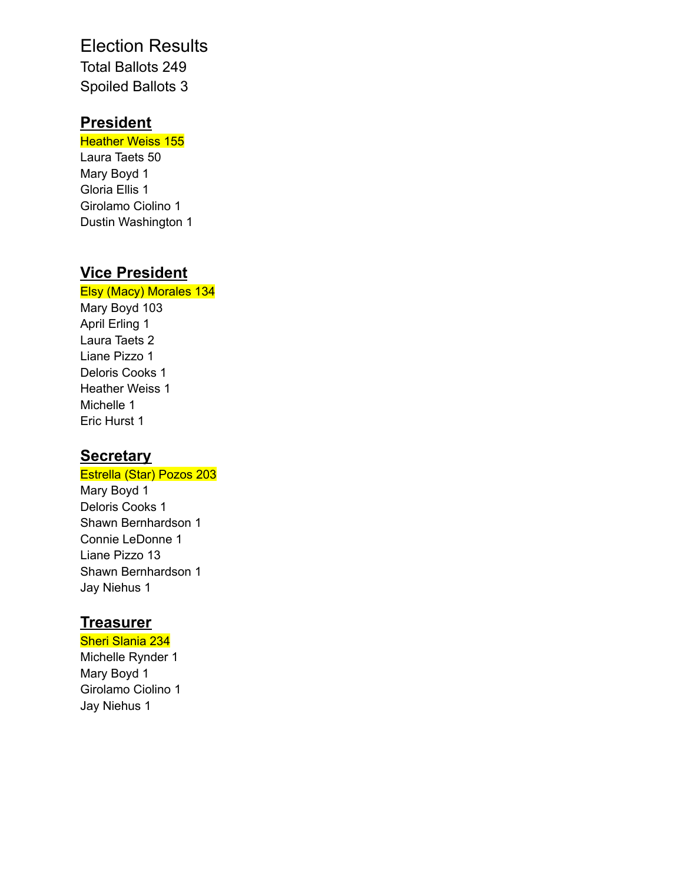# Election Results

Total Ballots 249

Spoiled Ballots 3

## President

Heather Weiss 155

Laura Taets 50

Mary Boyd 1

Gloria Ellis 1

Girolamo Ciolino 1

Dustin Washington 1

## Vice President

Elsy (Macy) Morales 134

Mary Boyd 103

April Erling 1

Laura Taets 2

Liane Pizzo 1

Deloris Cooks 1

Heather Weiss 1

Michelle 1

Eric Hurst 1

## Secretary

Estrella (Star) Pozos 203

Mary Boyd 1

Deloris Cooks 1

Shawn Bernhardson 1

Connie LeDonne 1

Liane Pizzo 13

Shawn Bernhardson 1

Jay Niehus 1

## Treasurer

Sheri Slania 234

Michelle Rynder 1

Mary Boyd 1

Girolamo Ciolino 1

Jay Niehus 1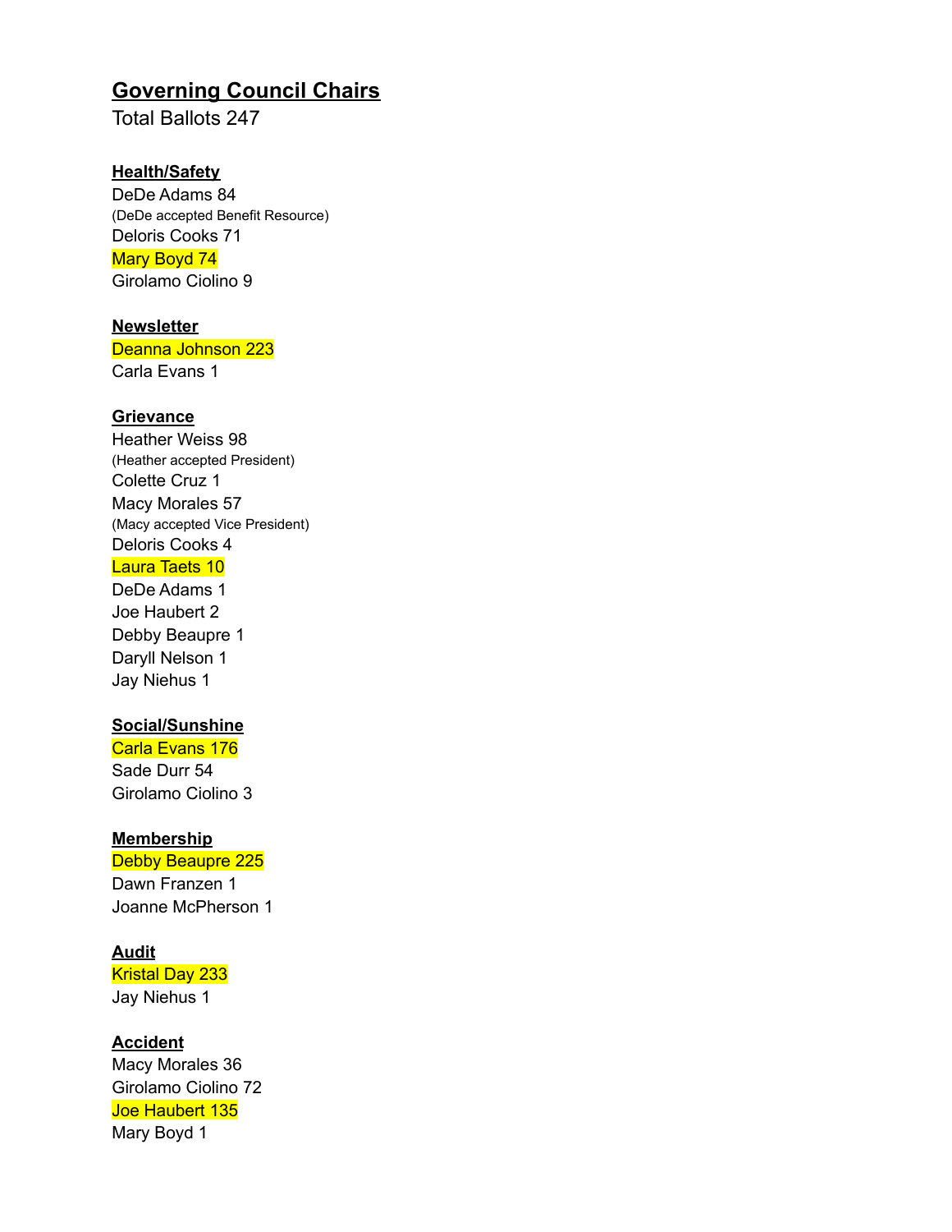## Governing Council Chairs

Total Ballots 247

**Health/Safety**

DeDe Adams 84
(DeDe accepted Benefit Resource)
Deloris Cooks 71
Mary Boyd 74
Girolamo Ciolino 9

**Newsletter**

Deanna Johnson 223
Carla Evans 1

**Grievance**

Heather Weiss 98
(Heather accepted President)
Colette Cruz 1
Macy Morales 57
(Macy accepted Vice President)
Deloris Cooks 4
Laura Taets 10
DeDe Adams 1
Joe Haubert 2
Debby Beaupre 1
Daryll Nelson 1
Jay Niehus 1

**Social/Sunshine**

Carla Evans 176
Sade Durr 54
Girolamo Ciolino 3

**Membership**

Debby Beaupre 225
Dawn Franzen 1
Joanne McPherson 1

**Audit**

Kristal Day 233
Jay Niehus 1

**Accident**

Macy Morales 36
Girolamo Ciolino 72
Joe Haubert 135
Mary Boyd 1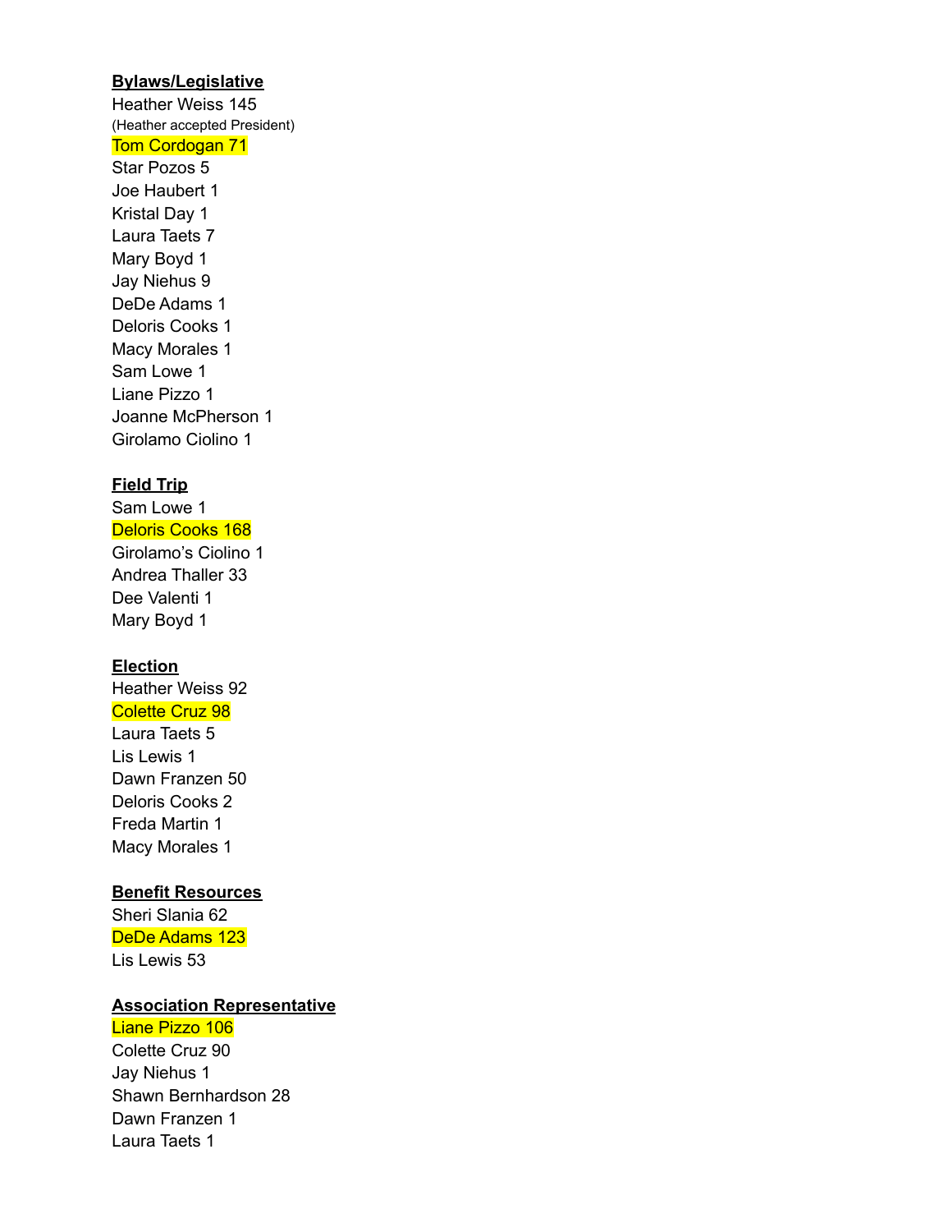**Bylaws/Legislative**

Heather Weiss 145
(Heather accepted President)
Tom Cordogan 71
Star Pozos 5
Joe Haubert 1
Kristal Day 1
Laura Taets 7
Mary Boyd 1
Jay Niehus 9
DeDe Adams 1
Deloris Cooks 1
Macy Morales 1
Sam Lowe 1
Liane Pizzo 1
Joanne McPherson 1
Girolamo Ciolino 1

**Field Trip**

Sam Lowe 1
Deloris Cooks 168
Girolamo's Ciolino 1
Andrea Thaller 33
Dee Valenti 1
Mary Boyd 1

**Election**

Heather Weiss 92
Colette Cruz 98
Laura Taets 5
Lis Lewis 1
Dawn Franzen 50
Deloris Cooks 2
Freda Martin 1
Macy Morales 1

**Benefit Resources**

Sheri Slania 62
DeDe Adams 123
Lis Lewis 53

**Association Representative**

Liane Pizzo 106
Colette Cruz 90
Jay Niehus 1
Shawn Bernhardson 28
Dawn Franzen 1
Laura Taets 1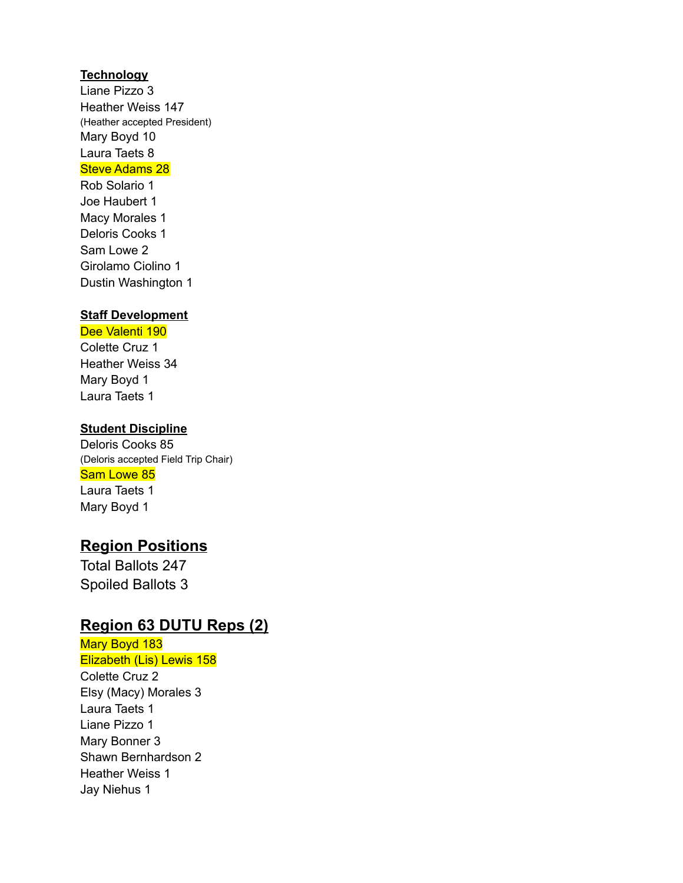**Technology**

Liane Pizzo 3
Heather Weiss 147
(Heather accepted President)
Mary Boyd 10
Laura Taets 8
Steve Adams 28
Rob Solario 1
Joe Haubert 1
Macy Morales 1
Deloris Cooks 1
Sam Lowe 2
Girolamo Ciolino 1
Dustin Washington 1

**Staff Development**

Dee Valenti 190
Colette Cruz 1
Heather Weiss 34
Mary Boyd 1
Laura Taets 1

**Student Discipline**

Deloris Cooks 85
(Deloris accepted Field Trip Chair)
Sam Lowe 85
Laura Taets 1
Mary Boyd 1

## Region Positions

Total Ballots 247
Spoiled Ballots 3

## Region 63 DUTU Reps (2)

Mary Boyd 183
Elizabeth (Lis) Lewis 158
Colette Cruz 2
Elsy (Macy) Morales 3
Laura Taets 1
Liane Pizzo 1
Mary Bonner 3
Shawn Bernhardson 2
Heather Weiss 1
Jay Niehus 1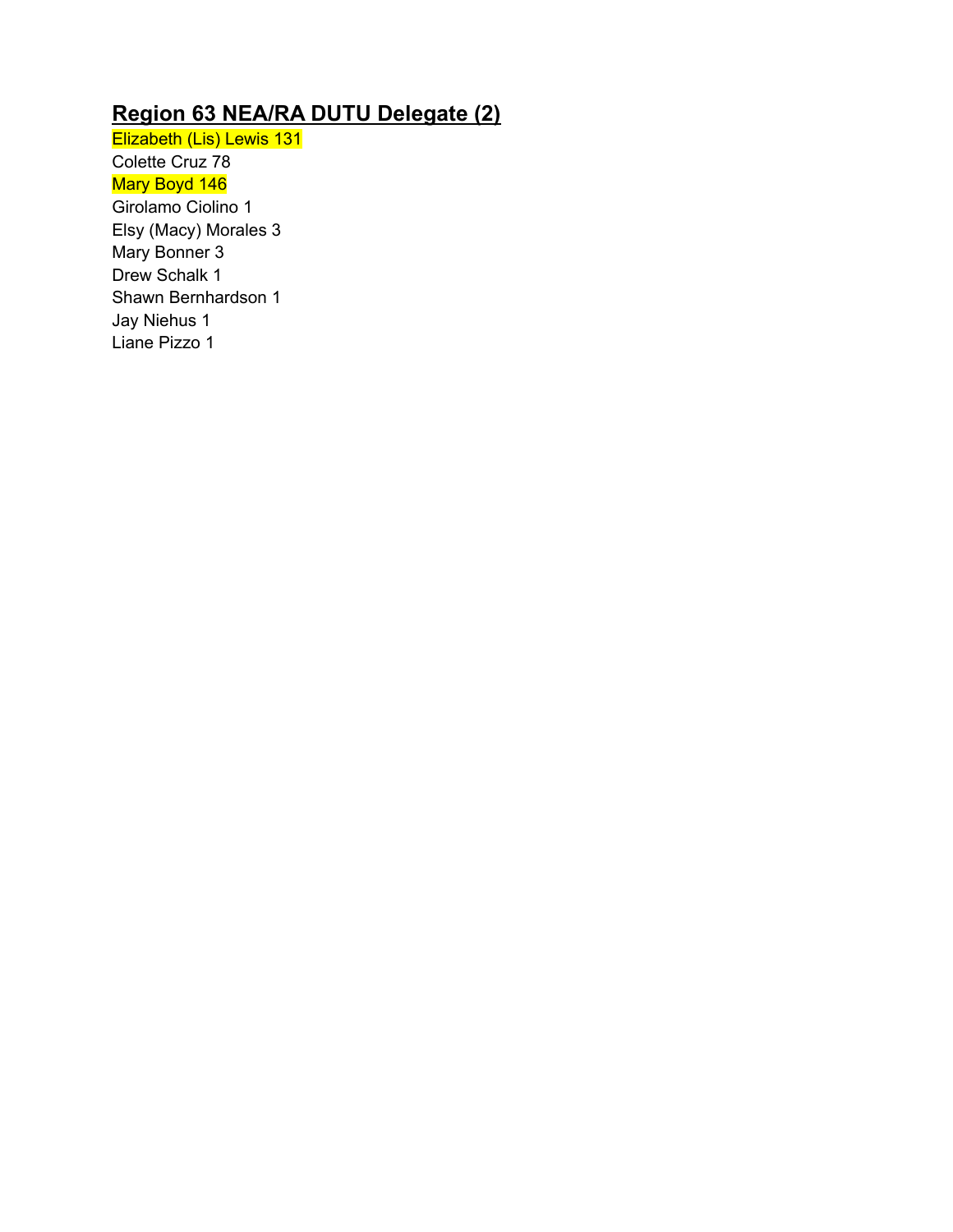## **Region 63 NEA/RA DUTU Delegate (2)**

Elizabeth (Lis) Lewis 131
Colette Cruz 78
Mary Boyd 146
Girolamo Ciolino 1
Elsy (Macy) Morales 3
Mary Bonner 3
Drew Schalk 1
Shawn Bernhardson 1
Jay Niehus 1
Liane Pizzo 1